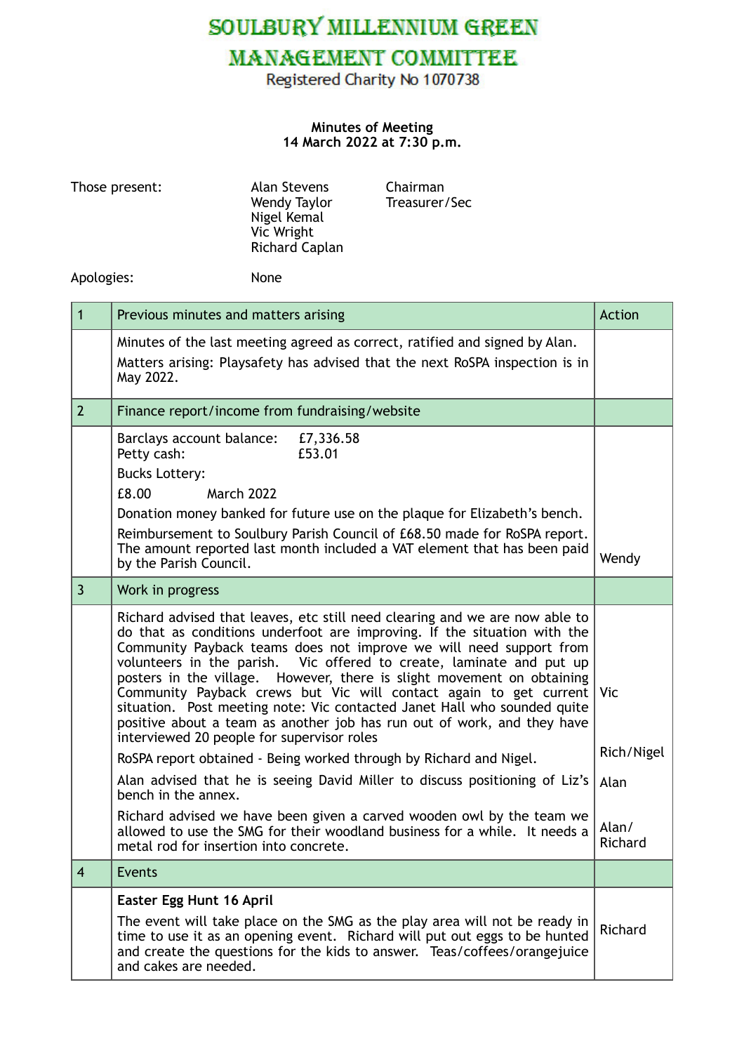# SOULBURY MILLENNIUM GREEN MANAGEMENT COMMITTEE

Registered Charity No 1070738

**Minutes of Meeting**
**14 March 2022 at 7:30 p.m.**

| Those present: | | |
|---|---|---|
| | Alan Stevens | Chairman |
| | Wendy Taylor | Treasurer/Sec |
| | Nigel Kemal | |
| | Vic Wright | |
| | Richard Caplan | |

Apologies: None

| | | |
|---|---|---|
| 1 | Previous minutes and matters arising | Action |
| | Minutes of the last meeting agreed as correct, ratified and signed by Alan.<br>Matters arising: Playsafety has advised that the next RoSPA inspection is in May 2022. | |
| 2 | Finance report/income from fundraising/website | |
| | Barclays account balance: £7,336.58<br>Petty cash: £53.01<br>Bucks Lottery:<br>£8.00 March 2022<br>Donation money banked for future use on the plaque for Elizabeth's bench.<br>Reimbursement to Soulbury Parish Council of £68.50 made for RoSPA report. The amount reported last month included a VAT element that has been paid by the Parish Council. | Wendy |
| 3 | Work in progress | |
| | Richard advised that leaves, etc still need clearing and we are now able to do that as conditions underfoot are improving. If the situation with the Community Payback teams does not improve we will need support from volunteers in the parish. Vic offered to create, laminate and put up posters in the village. However, there is slight movement on obtaining Community Payback crews but Vic will contact again to get current situation. Post meeting note: Vic contacted Janet Hall who sounded quite positive about a team as another job has run out of work, and they have interviewed 20 people for supervisor roles | Vic |
| | RoSPA report obtained - Being worked through by Richard and Nigel. | Rich/Nigel |
| | Alan advised that he is seeing David Miller to discuss positioning of Liz's bench in the annex. | Alan |
| | Richard advised we have been given a carved wooden owl by the team we allowed to use the SMG for their woodland business for a while. It needs a metal rod for insertion into concrete. | Alan/ Richard |
| 4 | Events | |
| | **Easter Egg Hunt 16 April**<br>The event will take place on the SMG as the play area will not be ready in time to use it as an opening event. Richard will put out eggs to be hunted and create the questions for the kids to answer. Teas/coffees/orangejuice and cakes are needed. | Richard |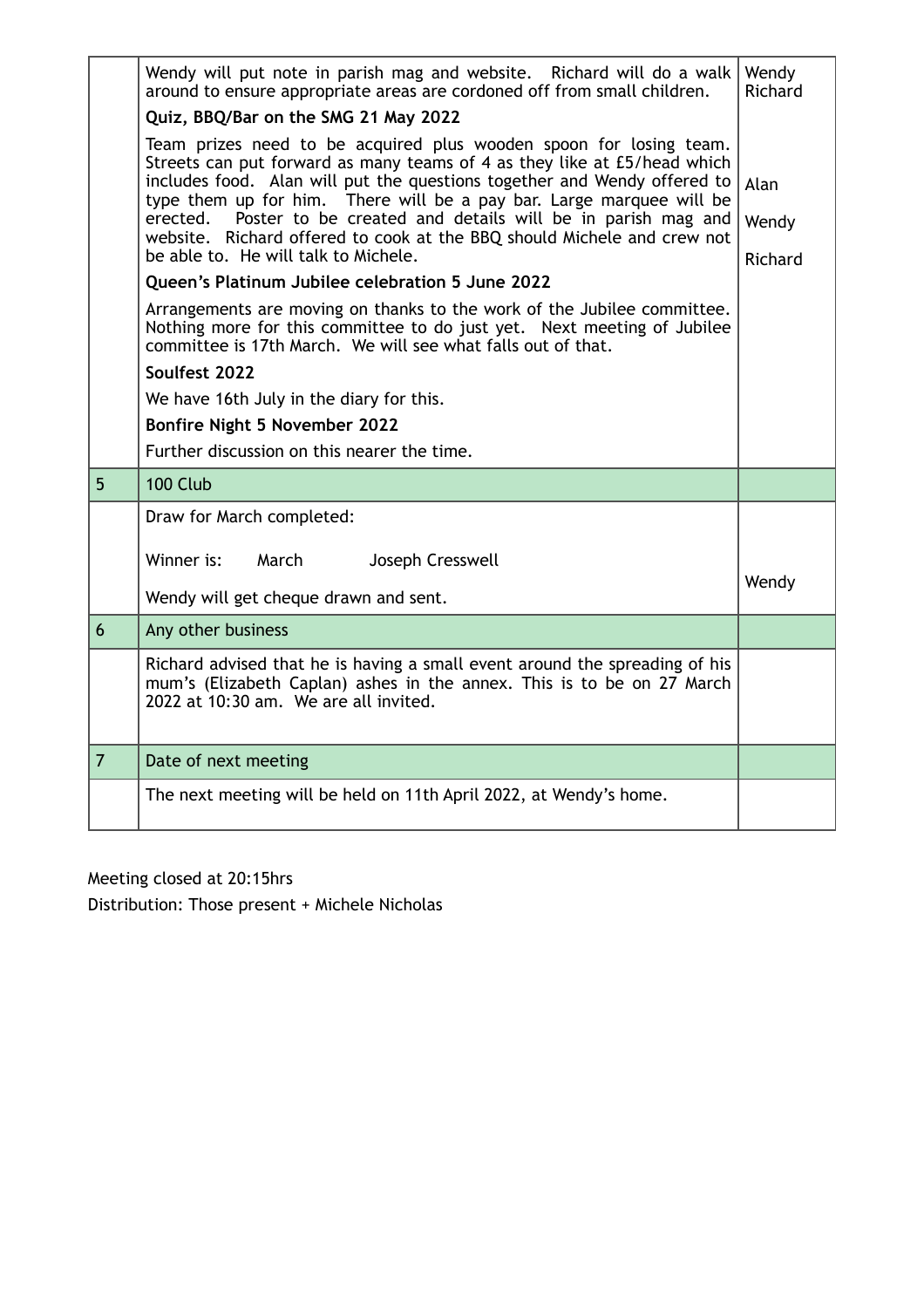| | | |
|---|---|---|
| | Wendy will put note in parish mag and website. Richard will do a walk around to ensure appropriate areas are cordoned off from small children. | Wendy<br>Richard |
| | **Quiz, BBQ/Bar on the SMG 21 May 2022** | |
| | Team prizes need to be acquired plus wooden spoon for losing team. Streets can put forward as many teams of 4 as they like at £5/head which includes food. Alan will put the questions together and Wendy offered to type them up for him. There will be a pay bar. Large marquee will be erected. Poster to be created and details will be in parish mag and website. Richard offered to cook at the BBQ should Michele and crew not be able to. He will talk to Michele. | Alan<br>Wendy<br>Richard |
| | **Queen's Platinum Jubilee celebration 5 June 2022** | |
| | Arrangements are moving on thanks to the work of the Jubilee committee. Nothing more for this committee to do just yet. Next meeting of Jubilee committee is 17th March. We will see what falls out of that. | |
| | **Soulfest 2022** | |
| | We have 16th July in the diary for this. | |
| | **Bonfire Night 5 November 2022** | |
| | Further discussion on this nearer the time. | |
| 5 | 100 Club | |
| | Draw for March completed:<br><br>Winner is: March Joseph Cresswell<br><br>Wendy will get cheque drawn and sent. | Wendy |
| 6 | Any other business | |
| | Richard advised that he is having a small event around the spreading of his mum's (Elizabeth Caplan) ashes in the annex. This is to be on 27 March 2022 at 10:30 am. We are all invited. | |
| 7 | Date of next meeting | |
| | The next meeting will be held on 11th April 2022, at Wendy's home. | |

Meeting closed at 20:15hrs

Distribution: Those present + Michele Nicholas